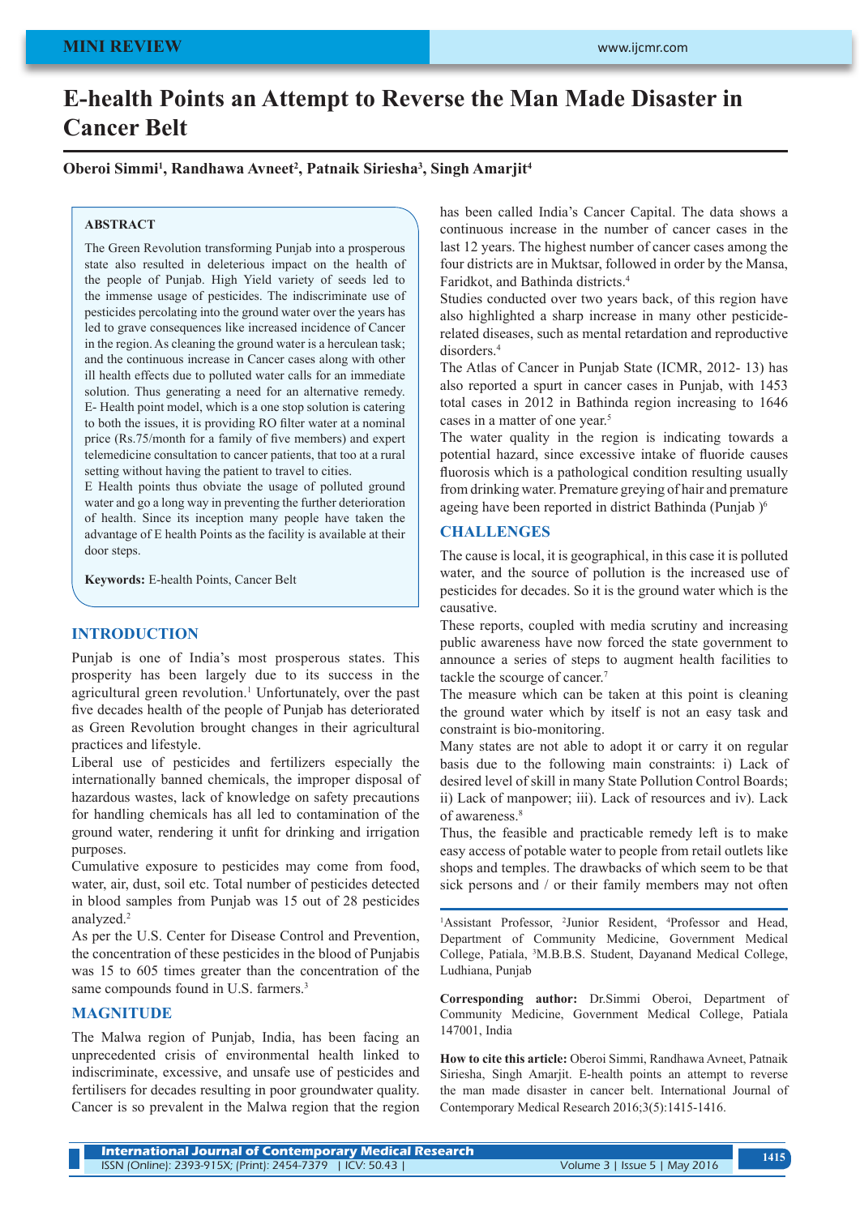MINI REVIEW

# E-health Points an Attempt to Reverse the Man Made Disaster in Cancer Belt

**Oberoi Simmi[1], Randhawa Avneet[2], Patnaik Siriesha[3], Singh Amarjit[4]**

## ABSTRACT

The Green Revolution transforming Punjab into a prosperous state also resulted in deleterious impact on the health of the people of Punjab. High Yield variety of seeds led to the immense usage of pesticides. The indiscriminate use of pesticides percolating into the ground water over the years has led to grave consequences like increased incidence of Cancer in the region. As cleaning the ground water is a herculean task; and the continuous increase in Cancer cases along with other ill health effects due to polluted water calls for an immediate solution. Thus generating a need for an alternative remedy. E- Health point model, which is a one stop solution is catering to both the issues, it is providing RO filter water at a nominal price (Rs.75/month for a family of five members) and expert telemedicine consultation to cancer patients, that too at a rural setting without having the patient to travel to cities.

E Health points thus obviate the usage of polluted ground water and go a long way in preventing the further deterioration of health. Since its inception many people have taken the advantage of E health Points as the facility is available at their door steps.

**Keywords:** E-health Points, Cancer Belt

## INTRODUCTION

Punjab is one of India's most prosperous states. This prosperity has been largely due to its success in the agricultural green revolution.[1] Unfortunately, over the past five decades health of the people of Punjab has deteriorated as Green Revolution brought changes in their agricultural practices and lifestyle.

Liberal use of pesticides and fertilizers especially the internationally banned chemicals, the improper disposal of hazardous wastes, lack of knowledge on safety precautions for handling chemicals has all led to contamination of the ground water, rendering it unfit for drinking and irrigation purposes.

Cumulative exposure to pesticides may come from food, water, air, dust, soil etc. Total number of pesticides detected in blood samples from Punjab was 15 out of 28 pesticides analyzed.[2]

As per the U.S. Center for Disease Control and Prevention, the concentration of these pesticides in the blood of Punjabis was 15 to 605 times greater than the concentration of the same compounds found in U.S. farmers.[3]

## MAGNITUDE

The Malwa region of Punjab, India, has been facing an unprecedented crisis of environmental health linked to indiscriminate, excessive, and unsafe use of pesticides and fertilisers for decades resulting in poor groundwater quality. Cancer is so prevalent in the Malwa region that the region has been called India's Cancer Capital. The data shows a continuous increase in the number of cancer cases in the last 12 years. The highest number of cancer cases among the four districts are in Muktsar, followed in order by the Mansa, Faridkot, and Bathinda districts.[4]

Studies conducted over two years back, of this region have also highlighted a sharp increase in many other pesticide-related diseases, such as mental retardation and reproductive disorders.[4]

The Atlas of Cancer in Punjab State (ICMR, 2012- 13) has also reported a spurt in cancer cases in Punjab, with 1453 total cases in 2012 in Bathinda region increasing to 1646 cases in a matter of one year.[5]

The water quality in the region is indicating towards a potential hazard, since excessive intake of fluoride causes fluorosis which is a pathological condition resulting usually from drinking water. Premature greying of hair and premature ageing have been reported in district Bathinda (Punjab )[6]

## CHALLENGES

The cause is local, it is geographical, in this case it is polluted water, and the source of pollution is the increased use of pesticides for decades. So it is the ground water which is the causative.

These reports, coupled with media scrutiny and increasing public awareness have now forced the state government to announce a series of steps to augment health facilities to tackle the scourge of cancer.[7]

The measure which can be taken at this point is cleaning the ground water which by itself is not an easy task and constraint is bio-monitoring.

Many states are not able to adopt it or carry it on regular basis due to the following main constraints: i) Lack of desired level of skill in many State Pollution Control Boards; ii) Lack of manpower; iii). Lack of resources and iv). Lack of awareness.[8]

Thus, the feasible and practicable remedy left is to make easy access of potable water to people from retail outlets like shops and temples. The drawbacks of which seem to be that sick persons and / or their family members may not often

[1]Assistant Professor, [2]Junior Resident, [4]Professor and Head, Department of Community Medicine, Government Medical College, Patiala, [3]M.B.B.S. Student, Dayanand Medical College, Ludhiana, Punjab

**Corresponding author:** Dr.Simmi Oberoi, Department of Community Medicine, Government Medical College, Patiala 147001, India

**How to cite this article:** Oberoi Simmi, Randhawa Avneet, Patnaik Siriesha, Singh Amarjit. E-health points an attempt to reverse the man made disaster in cancer belt. International Journal of Contemporary Medical Research 2016;3(5):1415-1416.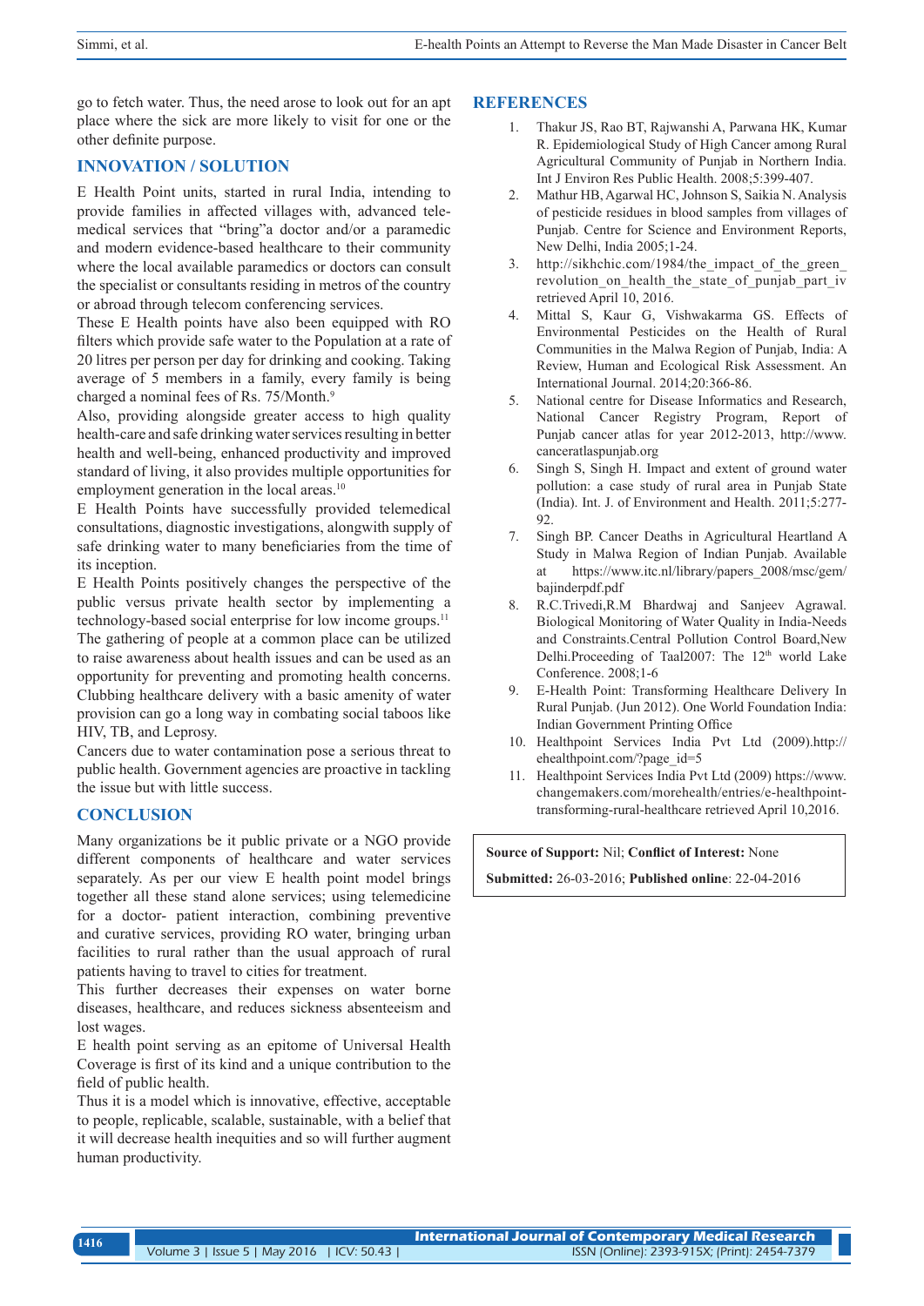go to fetch water. Thus, the need arose to look out for an apt place where the sick are more likely to visit for one or the other definite purpose.

## INNOVATION / SOLUTION

E Health Point units, started in rural India, intending to provide families in affected villages with, advanced tele-medical services that "bring"a doctor and/or a paramedic and modern evidence-based healthcare to their community where the local available paramedics or doctors can consult the specialist or consultants residing in metros of the country or abroad through telecom conferencing services.

These E Health points have also been equipped with RO filters which provide safe water to the Population at a rate of 20 litres per person per day for drinking and cooking. Taking average of 5 members in a family, every family is being charged a nominal fees of Rs. 75/Month.[9]

Also, providing alongside greater access to high quality health-care and safe drinking water services resulting in better health and well-being, enhanced productivity and improved standard of living, it also provides multiple opportunities for employment generation in the local areas.[10]

E Health Points have successfully provided telemedical consultations, diagnostic investigations, alongwith supply of safe drinking water to many beneficiaries from the time of its inception.

E Health Points positively changes the perspective of the public versus private health sector by implementing a technology-based social enterprise for low income groups.[11]

The gathering of people at a common place can be utilized to raise awareness about health issues and can be used as an opportunity for preventing and promoting health concerns. Clubbing healthcare delivery with a basic amenity of water provision can go a long way in combating social taboos like HIV, TB, and Leprosy.

Cancers due to water contamination pose a serious threat to public health. Government agencies are proactive in tackling the issue but with little success.

## CONCLUSION

Many organizations be it public private or a NGO provide different components of healthcare and water services separately. As per our view E health point model brings together all these stand alone services; using telemedicine for a doctor- patient interaction, combining preventive and curative services, providing RO water, bringing urban facilities to rural rather than the usual approach of rural patients having to travel to cities for treatment.

This further decreases their expenses on water borne diseases, healthcare, and reduces sickness absenteeism and lost wages.

E health point serving as an epitome of Universal Health Coverage is first of its kind and a unique contribution to the field of public health.

Thus it is a model which is innovative, effective, acceptable to people, replicable, scalable, sustainable, with a belief that it will decrease health inequities and so will further augment human productivity.

## REFERENCES

1. Thakur JS, Rao BT, Rajwanshi A, Parwana HK, Kumar R. Epidemiological Study of High Cancer among Rural Agricultural Community of Punjab in Northern India. Int J Environ Res Public Health. 2008;5:399-407.
2. Mathur HB, Agarwal HC, Johnson S, Saikia N. Analysis of pesticide residues in blood samples from villages of Punjab. Centre for Science and Environment Reports, New Delhi, India 2005;1-24.
3. http://sikhchic.com/1984/the_impact_of_the_green_revolution_on_health_the_state_of_punjab_part_iv retrieved April 10, 2016.
4. Mittal S, Kaur G, Vishwakarma GS. Effects of Environmental Pesticides on the Health of Rural Communities in the Malwa Region of Punjab, India: A Review, Human and Ecological Risk Assessment. An International Journal. 2014;20:366-86.
5. National centre for Disease Informatics and Research, National Cancer Registry Program, Report of Punjab cancer atlas for year 2012-2013, http://www.canceratlaspunjab.org
6. Singh S, Singh H. Impact and extent of ground water pollution: a case study of rural area in Punjab State (India). Int. J. of Environment and Health. 2011;5:277-92.
7. Singh BP. Cancer Deaths in Agricultural Heartland A Study in Malwa Region of Indian Punjab. Available at https://www.itc.nl/library/papers_2008/msc/gem/bajinderpdf.pdf
8. R.C.Trivedi,R.M Bhardwaj and Sanjeev Agrawal. Biological Monitoring of Water Quality in India-Needs and Constraints.Central Pollution Control Board,New Delhi.Proceeding of Taal2007: The 12th world Lake Conference. 2008;1-6
9. E-Health Point: Transforming Healthcare Delivery In Rural Punjab. (Jun 2012). One World Foundation India: Indian Government Printing Office
10. Healthpoint Services India Pvt Ltd (2009).http://ehealthpoint.com/?page_id=5
11. Healthpoint Services India Pvt Ltd (2009) https://www.changemakers.com/morehealth/entries/e-healthpoint-transforming-rural-healthcare retrieved April 10,2016.

**Source of Support:** Nil; **Conflict of Interest:** None

**Submitted:** 26-03-2016; **Published online**: 22-04-2016